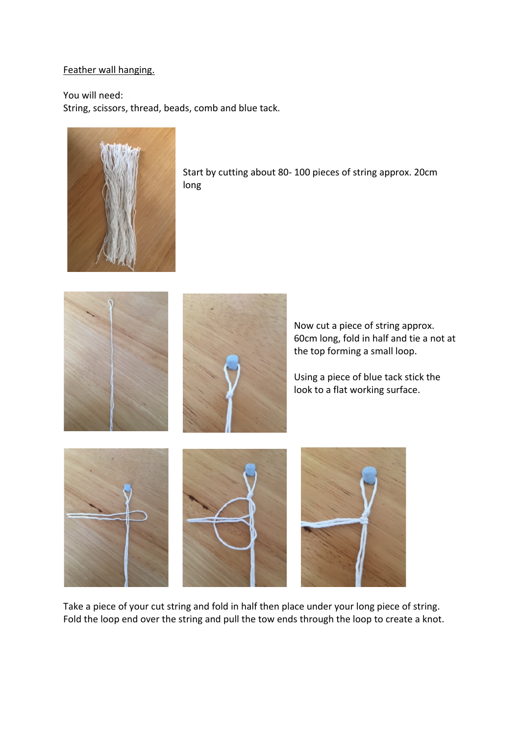Feather wall hanging.

You will need:
String, scissors, thread, beads, comb and blue tack.

Start by cutting about 80- 100 pieces of string approx. 20cm long

Now cut a piece of string approx. 60cm long, fold in half and tie a not at the top forming a small loop.

Using a piece of blue tack stick the look to a flat working surface.

Take a piece of your cut string and fold in half then place under your long piece of string. Fold the loop end over the string and pull the tow ends through the loop to create a knot.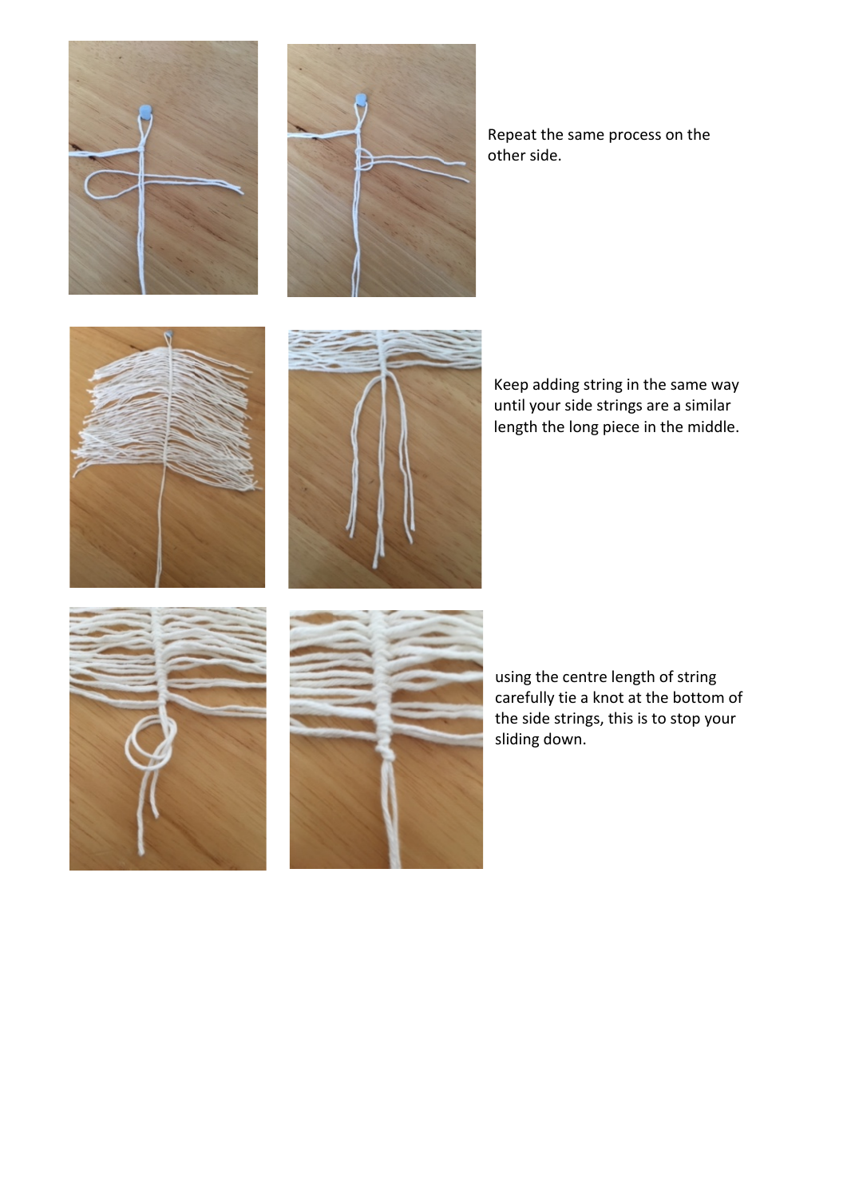Repeat the same process on the other side.

Keep adding string in the same way until your side strings are a similar length the long piece in the middle.

using the centre length of string carefully tie a knot at the bottom of the side strings, this is to stop your sliding down.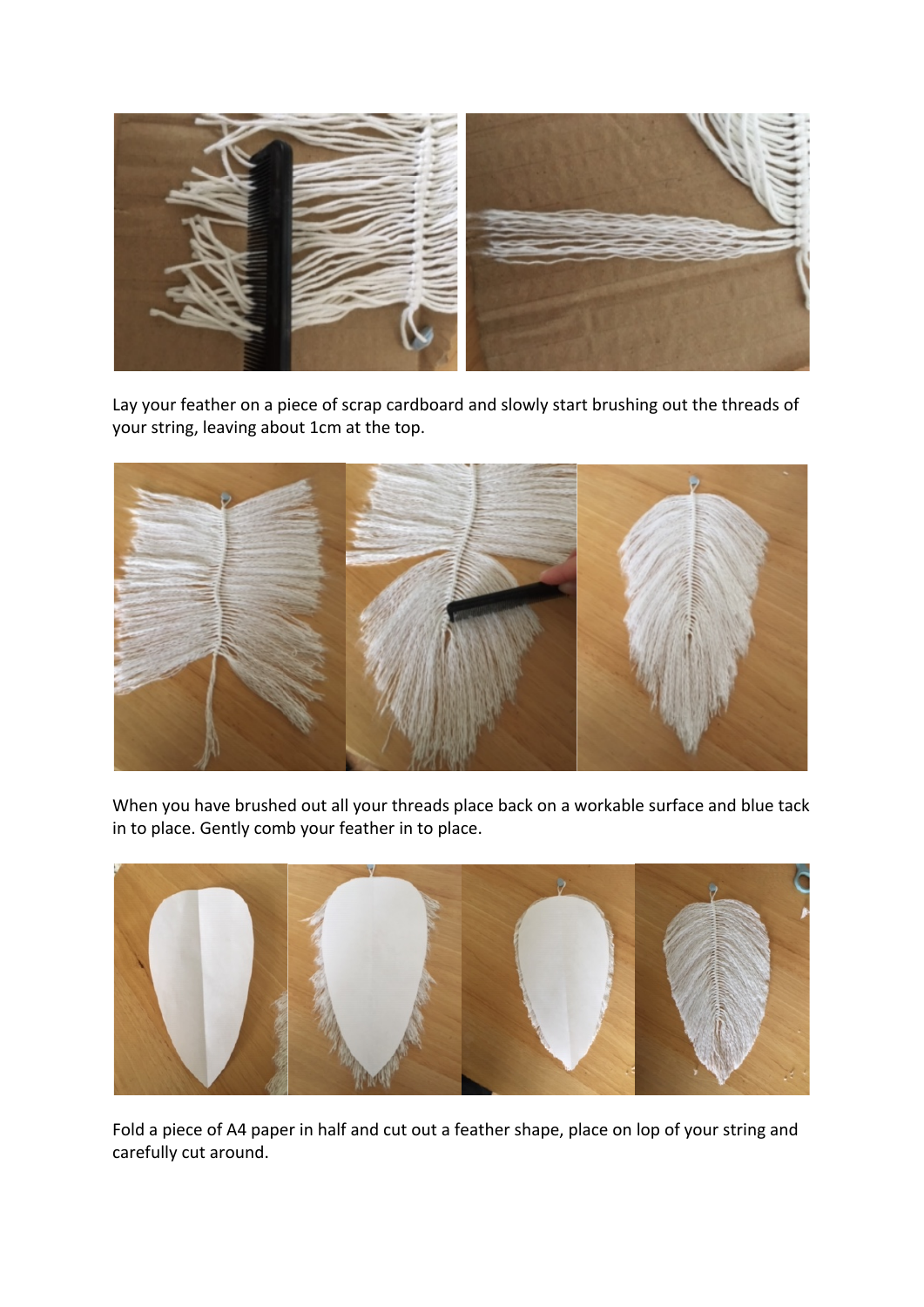Lay your feather on a piece of scrap cardboard and slowly start brushing out the threads of your string, leaving about 1cm at the top.

When you have brushed out all your threads place back on a workable surface and blue tack in to place. Gently comb your feather in to place.

Fold a piece of A4 paper in half and cut out a feather shape, place on lop of your string and carefully cut around.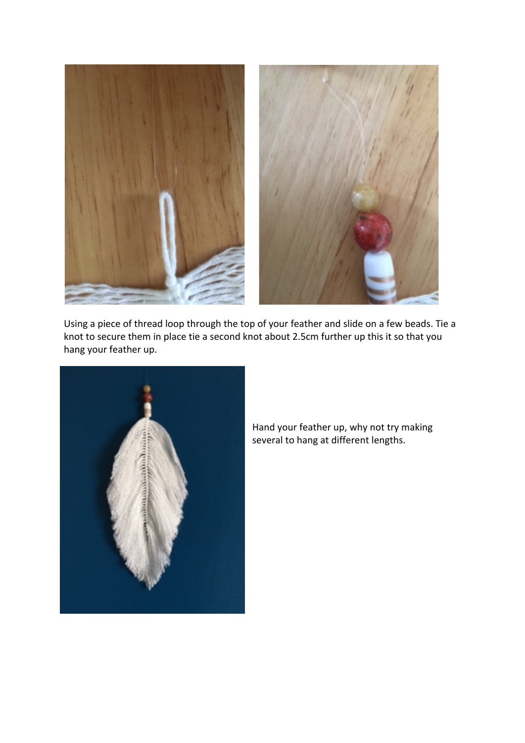Using a piece of thread loop through the top of your feather and slide on a few beads. Tie a knot to secure them in place tie a second knot about 2.5cm further up this it so that you hang your feather up.

Hand your feather up, why not try making several to hang at different lengths.